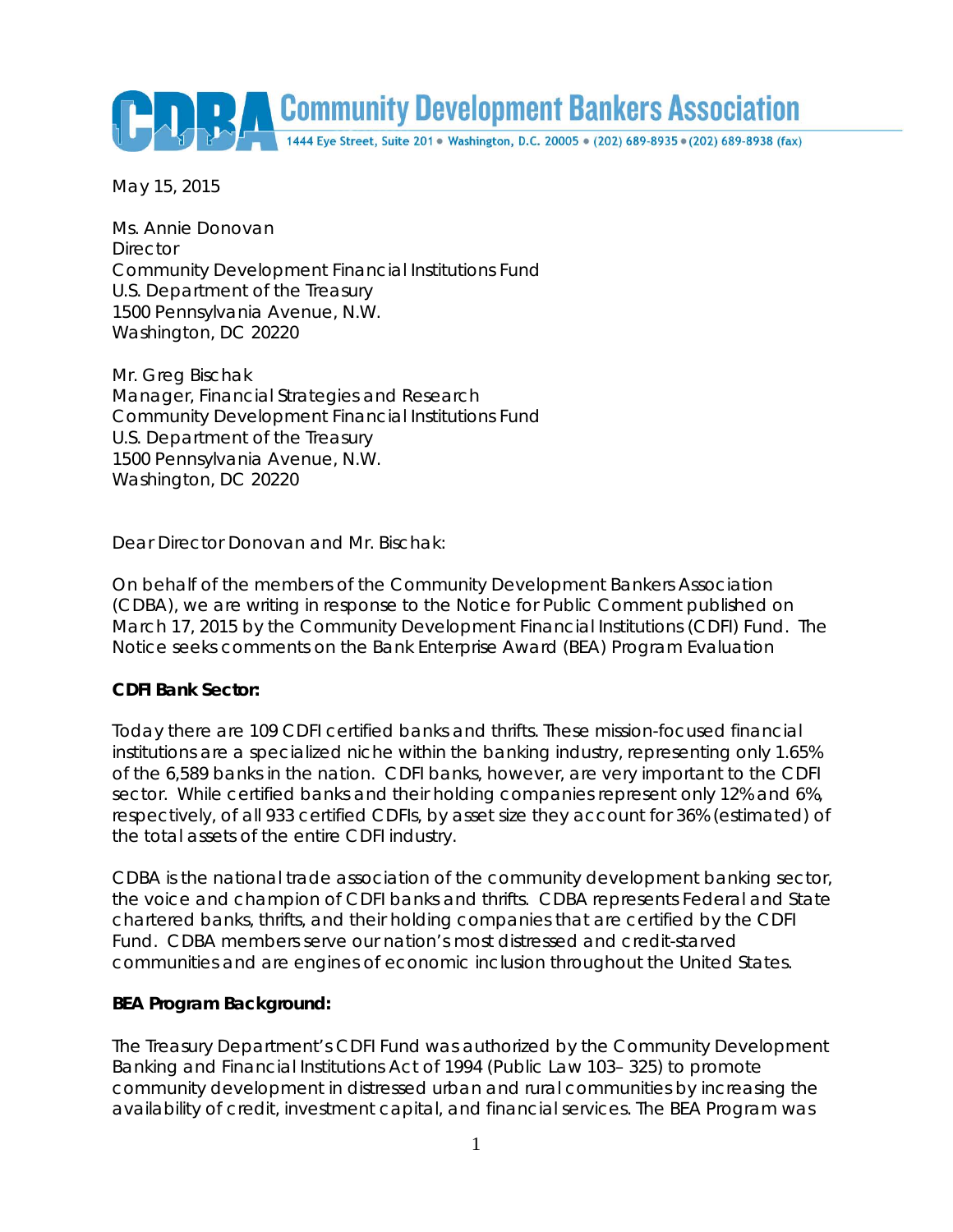# Community Development Bankers Association

1444 Eye Street, Suite 201 • Washington, D.C. 20005 • (202) 689-8935 • (202) 689-8938 (fax)

May 15, 2015

Ms. Annie Donovan
Director
Community Development Financial Institutions Fund
U.S. Department of the Treasury
1500 Pennsylvania Avenue, N.W.
Washington, DC 20220

Mr. Greg Bischak
Manager, Financial Strategies and Research
Community Development Financial Institutions Fund
U.S. Department of the Treasury
1500 Pennsylvania Avenue, N.W.
Washington, DC 20220

Dear Director Donovan and Mr. Bischak:

On behalf of the members of the Community Development Bankers Association (CDBA), we are writing in response to the Notice for Public Comment published on March 17, 2015 by the Community Development Financial Institutions (CDFI) Fund. The Notice seeks comments on the Bank Enterprise Award (BEA) Program Evaluation

**CDFI Bank Sector:**

Today there are 109 CDFI certified banks and thrifts. These mission-focused financial institutions are a specialized niche within the banking industry, representing only 1.65% of the 6,589 banks in the nation. CDFI banks, however, are very important to the CDFI sector. While certified banks and their holding companies represent only 12% and 6%, respectively, of all 933 certified CDFIs, by asset size they account for 36% (estimated) of the total assets of the entire CDFI industry.

CDBA is the national trade association of the community development banking sector, the voice and champion of CDFI banks and thrifts. CDBA represents Federal and State chartered banks, thrifts, and their holding companies that are certified by the CDFI Fund. CDBA members serve our nation's most distressed and credit-starved communities and are engines of economic inclusion throughout the United States.

**BEA Program Background:**

The Treasury Department's CDFI Fund was authorized by the Community Development Banking and Financial Institutions Act of 1994 (Public Law 103– 325) to promote community development in distressed urban and rural communities by increasing the availability of credit, investment capital, and financial services. The BEA Program was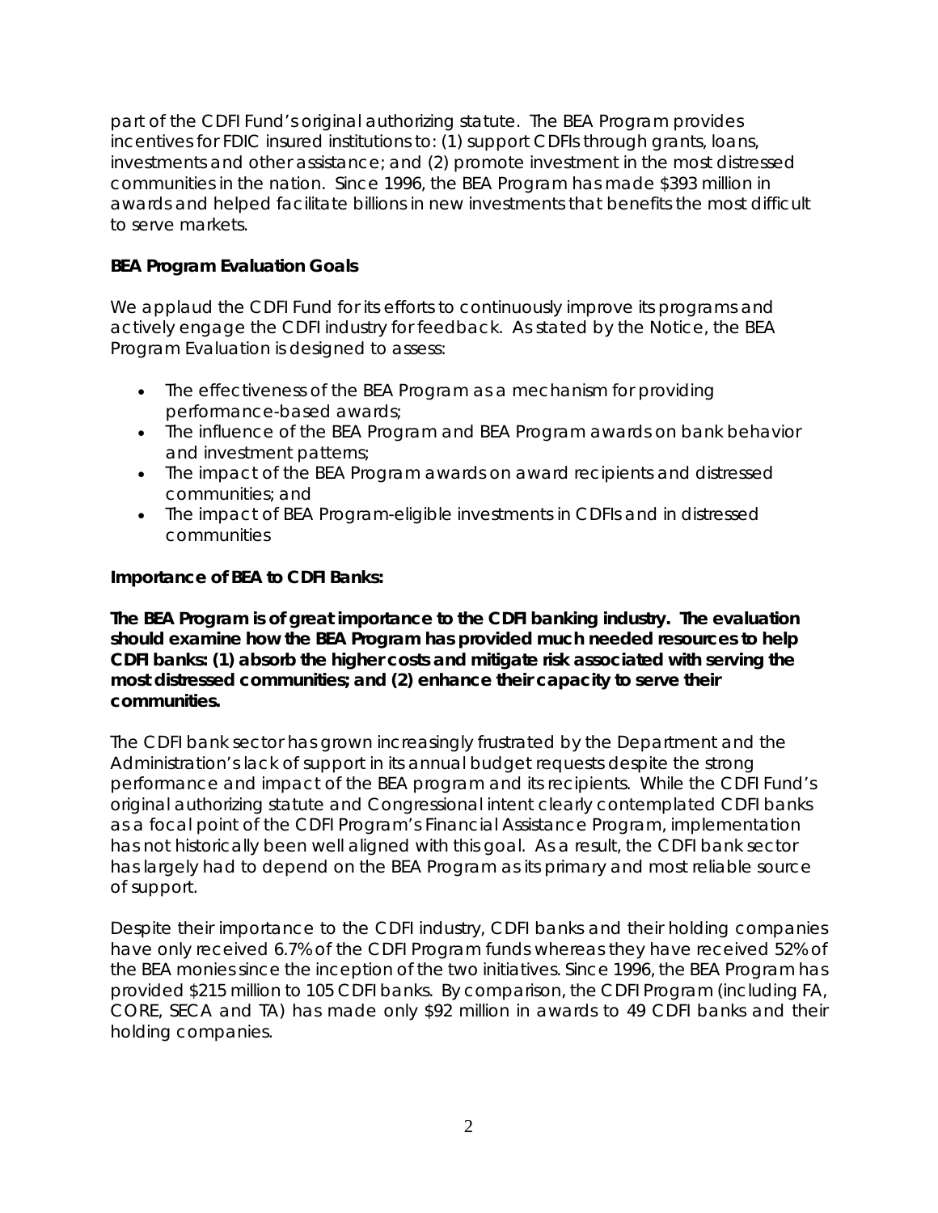part of the CDFI Fund's original authorizing statute. The BEA Program provides incentives for FDIC insured institutions to: (1) support CDFIs through grants, loans, investments and other assistance; and (2) promote investment in the most distressed communities in the nation. Since 1996, the BEA Program has made $393 million in awards and helped facilitate billions in new investments that benefits the most difficult to serve markets.

**BEA Program Evaluation Goals**

We applaud the CDFI Fund for its efforts to continuously improve its programs and actively engage the CDFI industry for feedback. As stated by the Notice, the BEA Program Evaluation is designed to assess:

- The effectiveness of the BEA Program as a mechanism for providing performance-based awards;
- The influence of the BEA Program and BEA Program awards on bank behavior and investment patterns;
- The impact of the BEA Program awards on award recipients and distressed communities; and
- The impact of BEA Program-eligible investments in CDFIs and in distressed communities

**Importance of BEA to CDFI Banks:**

**The BEA Program is of great importance to the CDFI banking industry. The evaluation should examine how the BEA Program has provided much needed resources to help CDFI banks: (1) absorb the higher costs and mitigate risk associated with serving the most distressed communities; and (2) enhance their capacity to serve their communities.**

The CDFI bank sector has grown increasingly frustrated by the Department and the Administration's lack of support in its annual budget requests despite the strong performance and impact of the BEA program and its recipients. While the CDFI Fund's original authorizing statute and Congressional intent clearly contemplated CDFI banks as a focal point of the CDFI Program's Financial Assistance Program, implementation has not historically been well aligned with this goal. As a result, the CDFI bank sector has largely had to depend on the BEA Program as its primary and most reliable source of support.

Despite their importance to the CDFI industry, CDFI banks and their holding companies have only received 6.7% of the CDFI Program funds whereas they have received 52% of the BEA monies since the inception of the two initiatives. Since 1996, the BEA Program has provided $215 million to 105 CDFI banks. By comparison, the CDFI Program (including FA, CORE, SECA and TA) has made only $92 million in awards to 49 CDFI banks and their holding companies.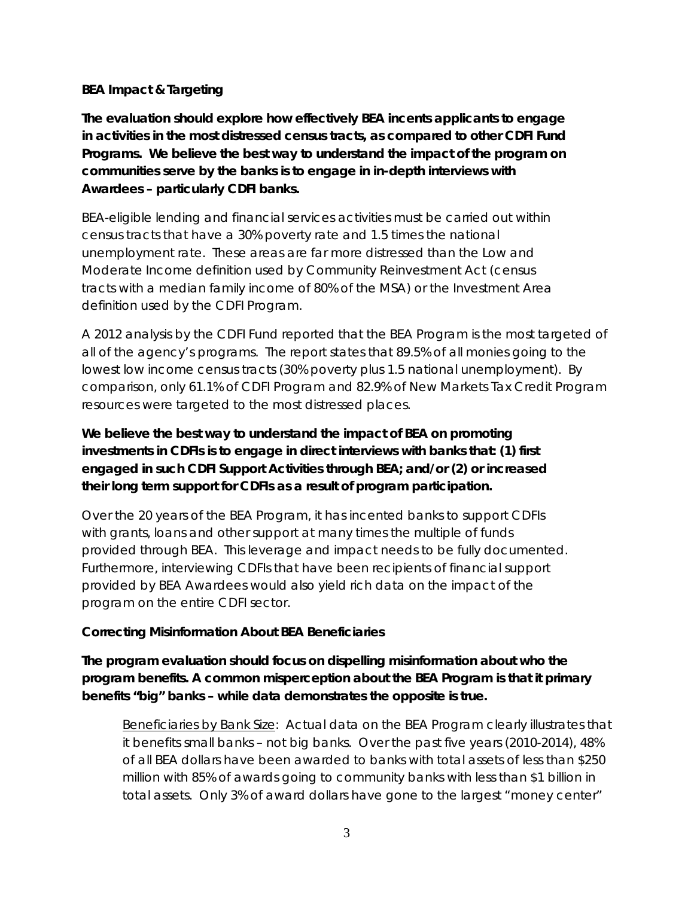**BEA Impact & Targeting**

**The evaluation should explore how effectively BEA incents applicants to engage in activities in the most distressed census tracts, as compared to other CDFI Fund Programs. We believe the best way to understand the impact of the program on communities serve by the banks is to engage in in-depth interviews with Awardees – particularly CDFI banks.**

BEA-eligible lending and financial services activities must be carried out within census tracts that have a 30% poverty rate and 1.5 times the national unemployment rate. These areas are far more distressed than the Low and Moderate Income definition used by Community Reinvestment Act (census tracts with a median family income of 80% of the MSA) or the Investment Area definition used by the CDFI Program.

A 2012 analysis by the CDFI Fund reported that the BEA Program is the most targeted of all of the agency's programs. The report states that 89.5% of all monies going to the lowest low income census tracts (30% poverty plus 1.5 national unemployment). By comparison, only 61.1% of CDFI Program and 82.9% of New Markets Tax Credit Program resources were targeted to the most distressed places.

**We believe the best way to understand the impact of BEA on promoting investments in CDFIs is to engage in direct interviews with banks that: (1) first engaged in such CDFI Support Activities through BEA; and/or (2) or increased their long term support for CDFIs as a result of program participation.**

Over the 20 years of the BEA Program, it has incented banks to support CDFIs with grants, loans and other support at many times the multiple of funds provided through BEA. This leverage and impact needs to be fully documented. Furthermore, interviewing CDFIs that have been recipients of financial support provided by BEA Awardees would also yield rich data on the impact of the program on the entire CDFI sector.

**Correcting Misinformation About BEA Beneficiaries**

**The program evaluation should focus on dispelling misinformation about who the program benefits. A common misperception about the BEA Program is that it primary benefits "big" banks – while data demonstrates the opposite is true.**

> Beneficiaries by Bank Size: Actual data on the BEA Program clearly illustrates that it benefits small banks – not big banks. Over the past five years (2010-2014), 48% of all BEA dollars have been awarded to banks with total assets of less than $250 million with 85% of awards going to community banks with less than $1 billion in total assets. Only 3% of award dollars have gone to the largest "money center"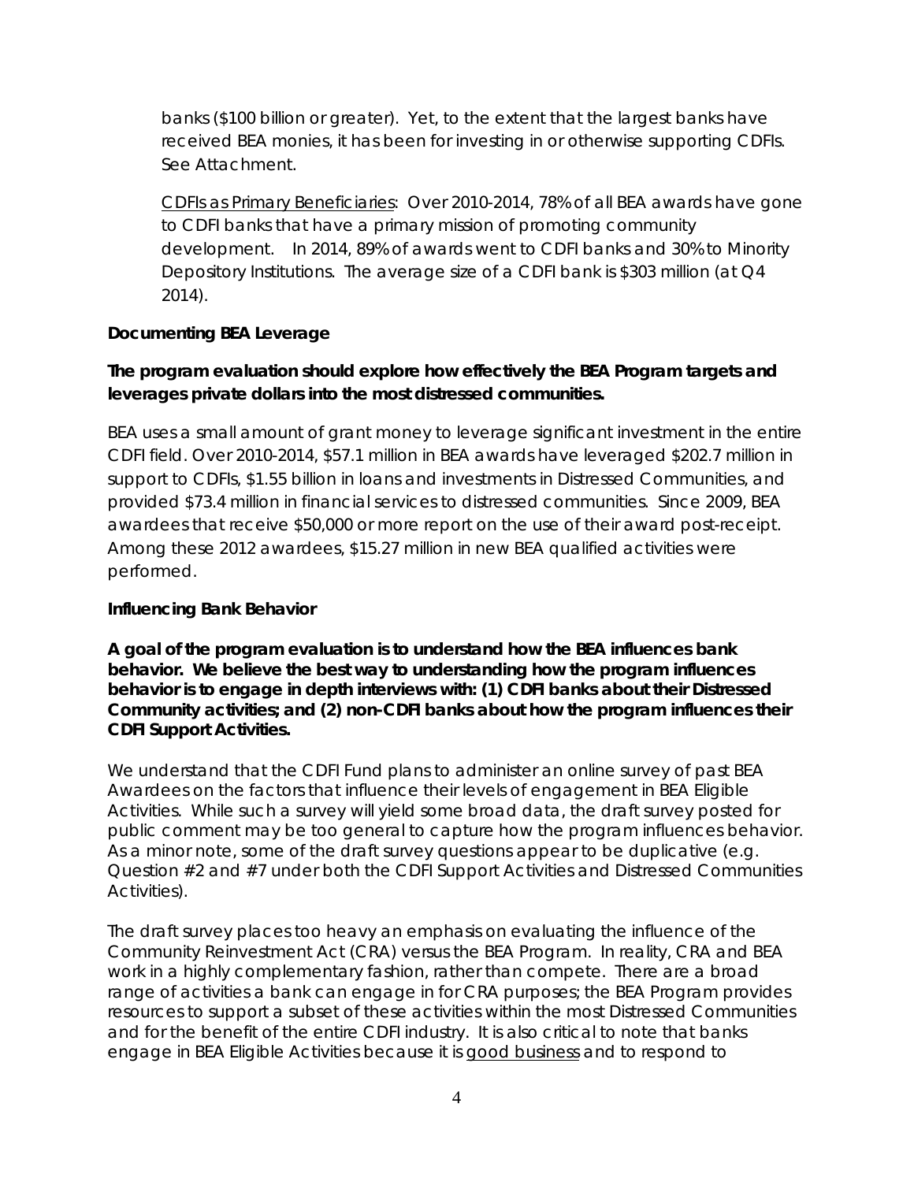banks ($100 billion or greater). Yet, to the extent that the largest banks have received BEA monies, it has been for investing in or otherwise supporting CDFIs. See Attachment.

CDFIs as Primary Beneficiaries: Over 2010-2014, 78% of all BEA awards have gone to CDFI banks that have a primary mission of promoting community development. In 2014, 89% of awards went to CDFI banks and 30% to Minority Depository Institutions. The average size of a CDFI bank is $303 million (at Q4 2014).

**Documenting BEA Leverage**

**The program evaluation should explore how effectively the BEA Program targets and leverages private dollars into the most distressed communities.**

BEA uses a small amount of grant money to leverage significant investment in the entire CDFI field. Over 2010-2014, $57.1 million in BEA awards have leveraged $202.7 million in support to CDFIs, $1.55 billion in loans and investments in Distressed Communities, and provided $73.4 million in financial services to distressed communities. Since 2009, BEA awardees that receive $50,000 or more report on the use of their award post-receipt. Among these 2012 awardees, $15.27 million in new BEA qualified activities were performed.

**Influencing Bank Behavior**

**A goal of the program evaluation is to understand how the BEA influences bank behavior. We believe the best way to understanding how the program influences behavior is to engage in depth interviews with: (1) CDFI banks about their Distressed Community activities; and (2) non-CDFI banks about how the program influences their CDFI Support Activities.**

We understand that the CDFI Fund plans to administer an online survey of past BEA Awardees on the factors that influence their levels of engagement in BEA Eligible Activities. While such a survey will yield some broad data, the draft survey posted for public comment may be too general to capture how the program influences behavior. As a minor note, some of the draft survey questions appear to be duplicative (e.g. Question #2 and #7 under both the CDFI Support Activities and Distressed Communities Activities).

The draft survey places too heavy an emphasis on evaluating the influence of the Community Reinvestment Act (CRA) versus the BEA Program. In reality, CRA and BEA work in a highly complementary fashion, rather than compete. There are a broad range of activities a bank can engage in for CRA purposes; the BEA Program provides resources to support a subset of these activities within the most Distressed Communities and for the benefit of the entire CDFI industry. It is also critical to note that banks engage in BEA Eligible Activities because it is good business and to respond to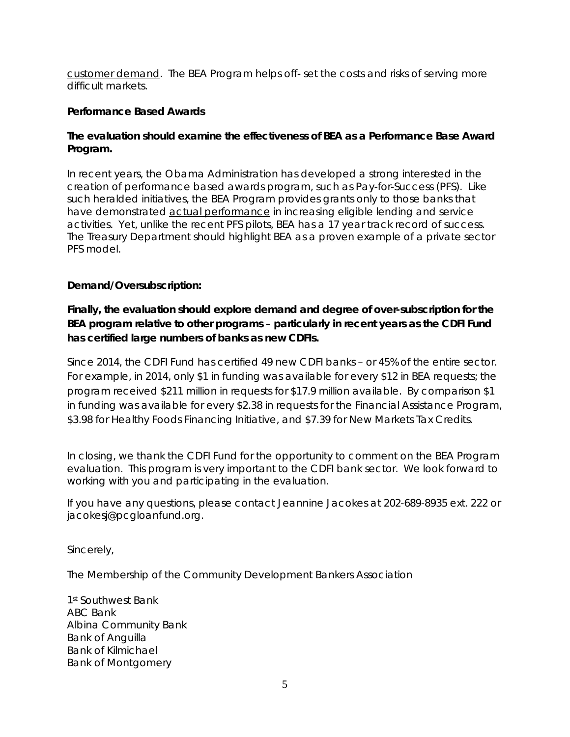customer demand. The BEA Program helps off- set the costs and risks of serving more difficult markets.

**Performance Based Awards**

**The evaluation should examine the effectiveness of BEA as a Performance Base Award Program.**

In recent years, the Obama Administration has developed a strong interested in the creation of performance based awards program, such as Pay-for-Success (PFS). Like such heralded initiatives, the BEA Program provides grants only to those banks that have demonstrated actual performance in increasing eligible lending and service activities. Yet, unlike the recent PFS pilots, BEA has a 17 year track record of success. The Treasury Department should highlight BEA as a proven example of a private sector PFS model.

**Demand/Oversubscription:**

**Finally, the evaluation should explore demand and degree of over-subscription for the BEA program relative to other programs – particularly in recent years as the CDFI Fund has certified large numbers of banks as new CDFIs.**

Since 2014, the CDFI Fund has certified 49 new CDFI banks – or 45% of the entire sector. For example, in 2014, only $1 in funding was available for every $12 in BEA requests; the program received $211 million in requests for $17.9 million available. By comparison $1 in funding was available for every $2.38 in requests for the Financial Assistance Program, $3.98 for Healthy Foods Financing Initiative, and $7.39 for New Markets Tax Credits.

In closing, we thank the CDFI Fund for the opportunity to comment on the BEA Program evaluation. This program is very important to the CDFI bank sector. We look forward to working with you and participating in the evaluation.

If you have any questions, please contact Jeannine Jacokes at 202-689-8935 ext. 222 or jacokesj@pcgloanfund.org.

Sincerely,

The Membership of the Community Development Bankers Association

1st Southwest Bank
ABC Bank
Albina Community Bank
Bank of Anguilla
Bank of Kilmichael
Bank of Montgomery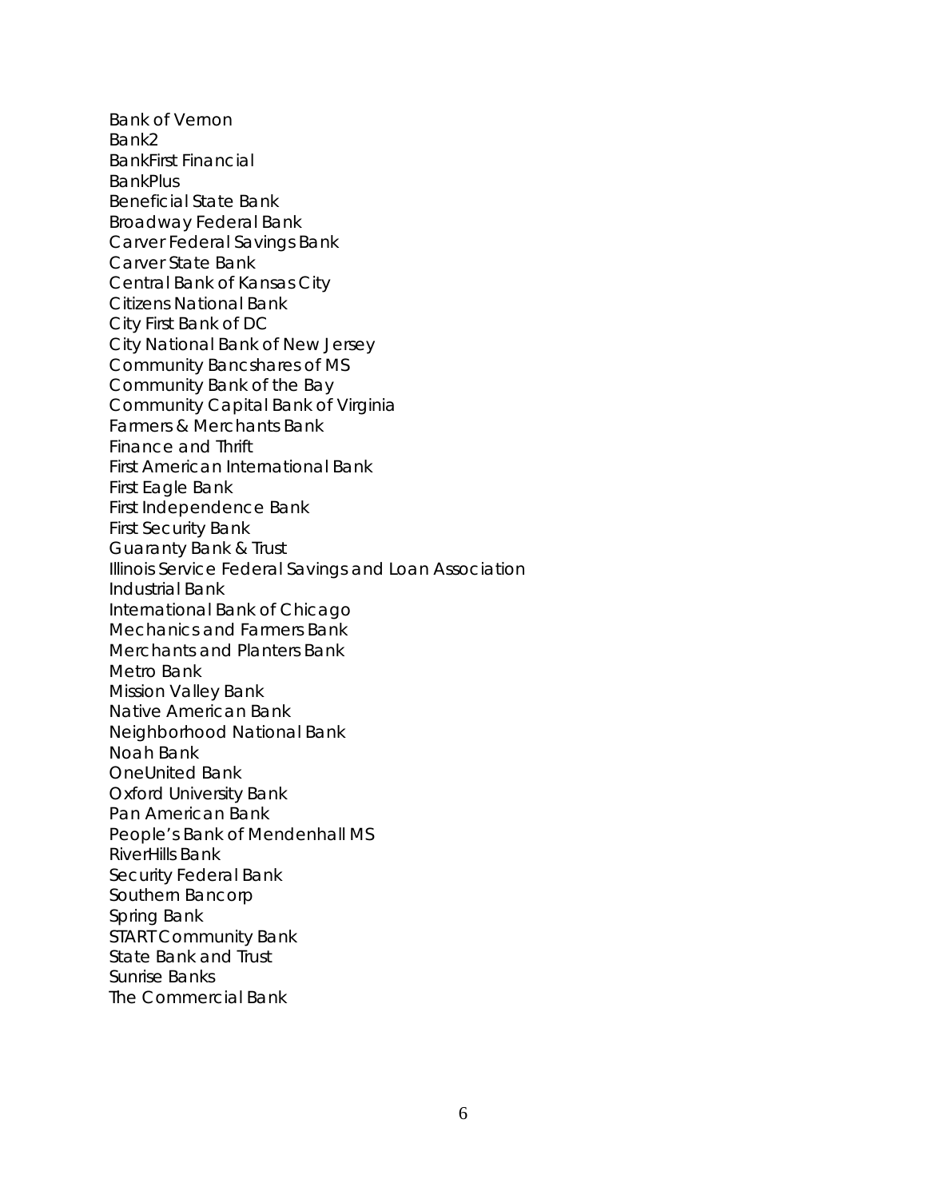Bank of Vernon
Bank2
BankFirst Financial
BankPlus
Beneficial State Bank
Broadway Federal Bank
Carver Federal Savings Bank
Carver State Bank
Central Bank of Kansas City
Citizens National Bank
City First Bank of DC
City National Bank of New Jersey
Community Bancshares of MS
Community Bank of the Bay
Community Capital Bank of Virginia
Farmers & Merchants Bank
Finance and Thrift
First American International Bank
First Eagle Bank
First Independence Bank
First Security Bank
Guaranty Bank & Trust
Illinois Service Federal Savings and Loan Association
Industrial Bank
International Bank of Chicago
Mechanics and Farmers Bank
Merchants and Planters Bank
Metro Bank
Mission Valley Bank
Native American Bank
Neighborhood National Bank
Noah Bank
OneUnited Bank
Oxford University Bank
Pan American Bank
People's Bank of Mendenhall MS
RiverHills Bank
Security Federal Bank
Southern Bancorp
Spring Bank
START Community Bank
State Bank and Trust
Sunrise Banks
The Commercial Bank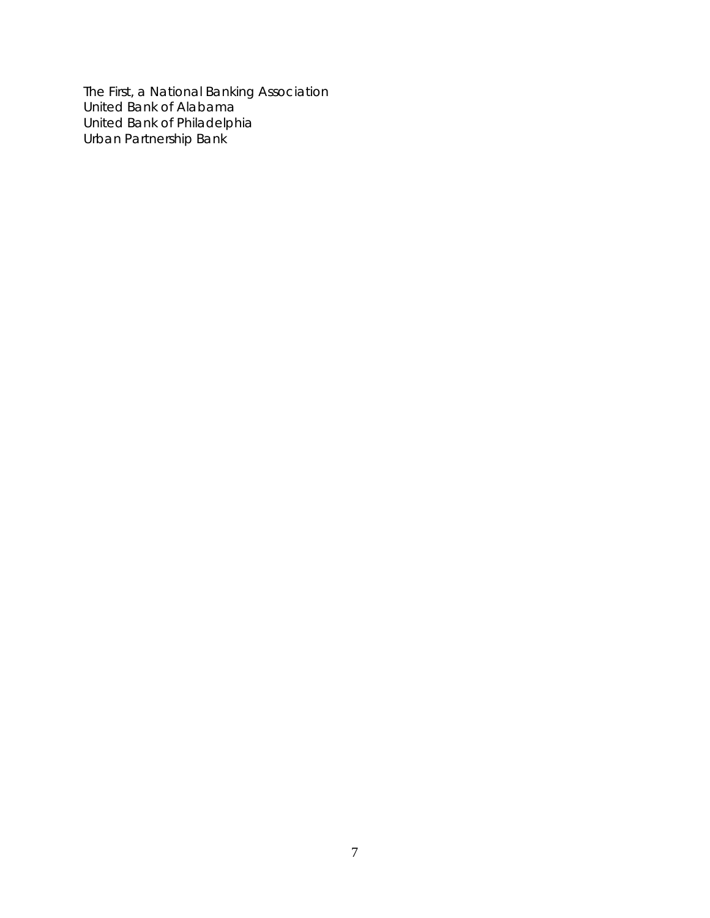The First, a National Banking Association
United Bank of Alabama
United Bank of Philadelphia
Urban Partnership Bank